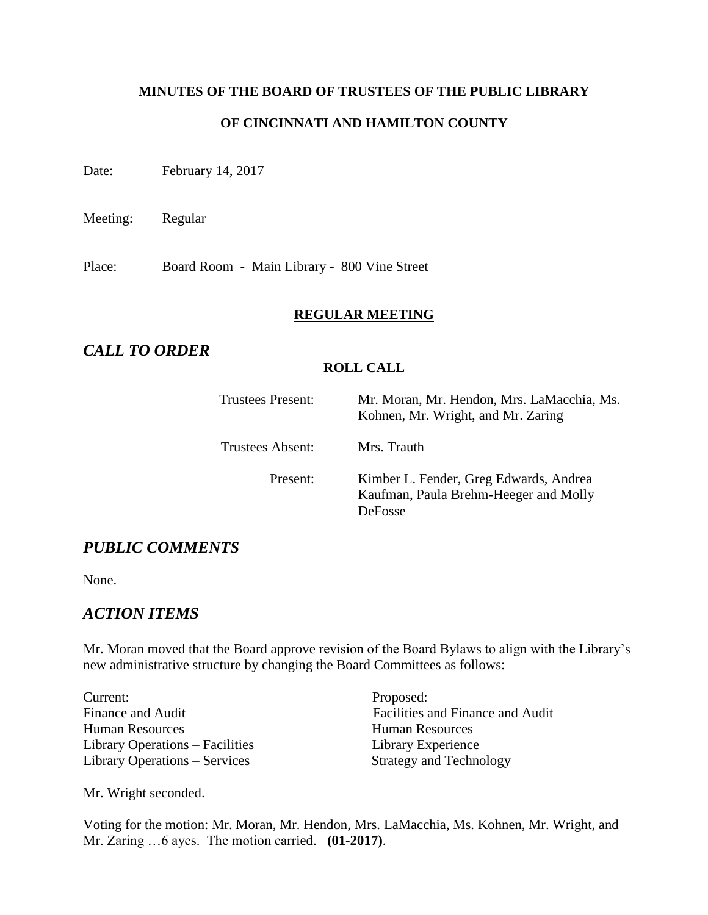**MINUTES OF THE BOARD OF TRUSTEES OF THE PUBLIC LIBRARY**

**OF CINCINNATI AND HAMILTON COUNTY**

Date: February 14, 2017

Meeting: Regular

Place: Board Room - Main Library - 800 Vine Street

**REGULAR MEETING**

## *CALL TO ORDER*

**ROLL CALL**

| | |
|---|---|
| Trustees Present: | Mr. Moran, Mr. Hendon, Mrs. LaMacchia, Ms. Kohnen, Mr. Wright, and Mr. Zaring |
| Trustees Absent: | Mrs. Trauth |
| Present: | Kimber L. Fender, Greg Edwards, Andrea Kaufman, Paula Brehm-Heeger and Molly DeFosse |

## *PUBLIC COMMENTS*

None.

## *ACTION ITEMS*

Mr. Moran moved that the Board approve revision of the Board Bylaws to align with the Library's new administrative structure by changing the Board Committees as follows:

| Current: | Proposed: |
|---|---|
| Finance and Audit | Facilities and Finance and Audit |
| Human Resources | Human Resources |
| Library Operations – Facilities | Library Experience |
| Library Operations – Services | Strategy and Technology |

Mr. Wright seconded.

Voting for the motion: Mr. Moran, Mr. Hendon, Mrs. LaMacchia, Ms. Kohnen, Mr. Wright, and Mr. Zaring …6 ayes. The motion carried. **(01-2017)**.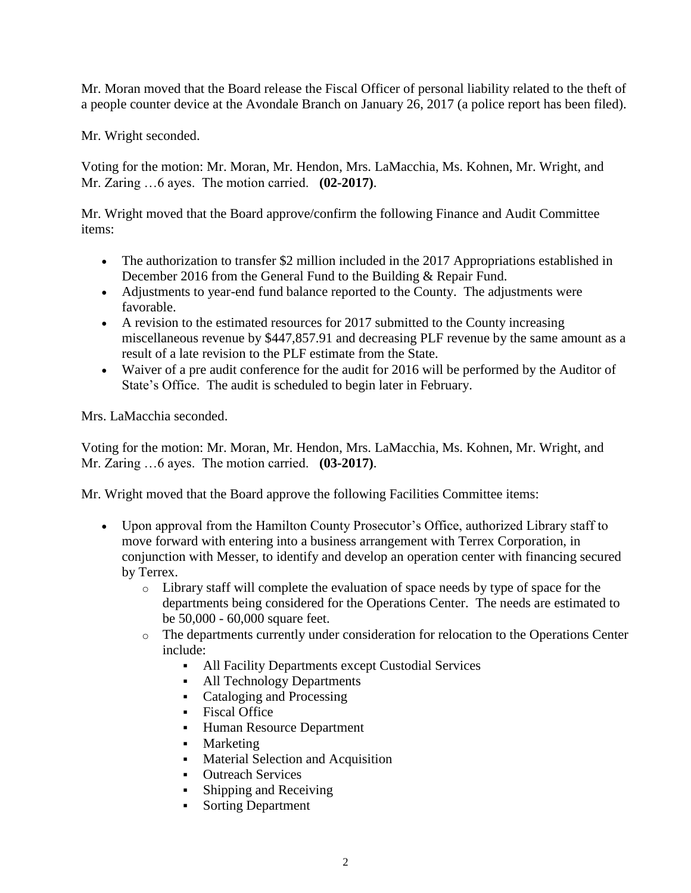Mr. Moran moved that the Board release the Fiscal Officer of personal liability related to the theft of a people counter device at the Avondale Branch on January 26, 2017 (a police report has been filed).

Mr. Wright seconded.

Voting for the motion: Mr. Moran, Mr. Hendon, Mrs. LaMacchia, Ms. Kohnen, Mr. Wright, and Mr. Zaring …6 ayes. The motion carried. **(02-2017)**.

Mr. Wright moved that the Board approve/confirm the following Finance and Audit Committee items:

- The authorization to transfer $2 million included in the 2017 Appropriations established in December 2016 from the General Fund to the Building & Repair Fund.
- Adjustments to year-end fund balance reported to the County. The adjustments were favorable.
- A revision to the estimated resources for 2017 submitted to the County increasing miscellaneous revenue by $447,857.91 and decreasing PLF revenue by the same amount as a result of a late revision to the PLF estimate from the State.
- Waiver of a pre audit conference for the audit for 2016 will be performed by the Auditor of State's Office. The audit is scheduled to begin later in February.

Mrs. LaMacchia seconded.

Voting for the motion: Mr. Moran, Mr. Hendon, Mrs. LaMacchia, Ms. Kohnen, Mr. Wright, and Mr. Zaring …6 ayes. The motion carried. **(03-2017)**.

Mr. Wright moved that the Board approve the following Facilities Committee items:

- Upon approval from the Hamilton County Prosecutor's Office, authorized Library staff to move forward with entering into a business arrangement with Terrex Corporation, in conjunction with Messer, to identify and develop an operation center with financing secured by Terrex.
  - Library staff will complete the evaluation of space needs by type of space for the departments being considered for the Operations Center. The needs are estimated to be 50,000 - 60,000 square feet.
  - The departments currently under consideration for relocation to the Operations Center include:
    - All Facility Departments except Custodial Services
    - All Technology Departments
    - Cataloging and Processing
    - Fiscal Office
    - Human Resource Department
    - Marketing
    - Material Selection and Acquisition
    - Outreach Services
    - Shipping and Receiving
    - Sorting Department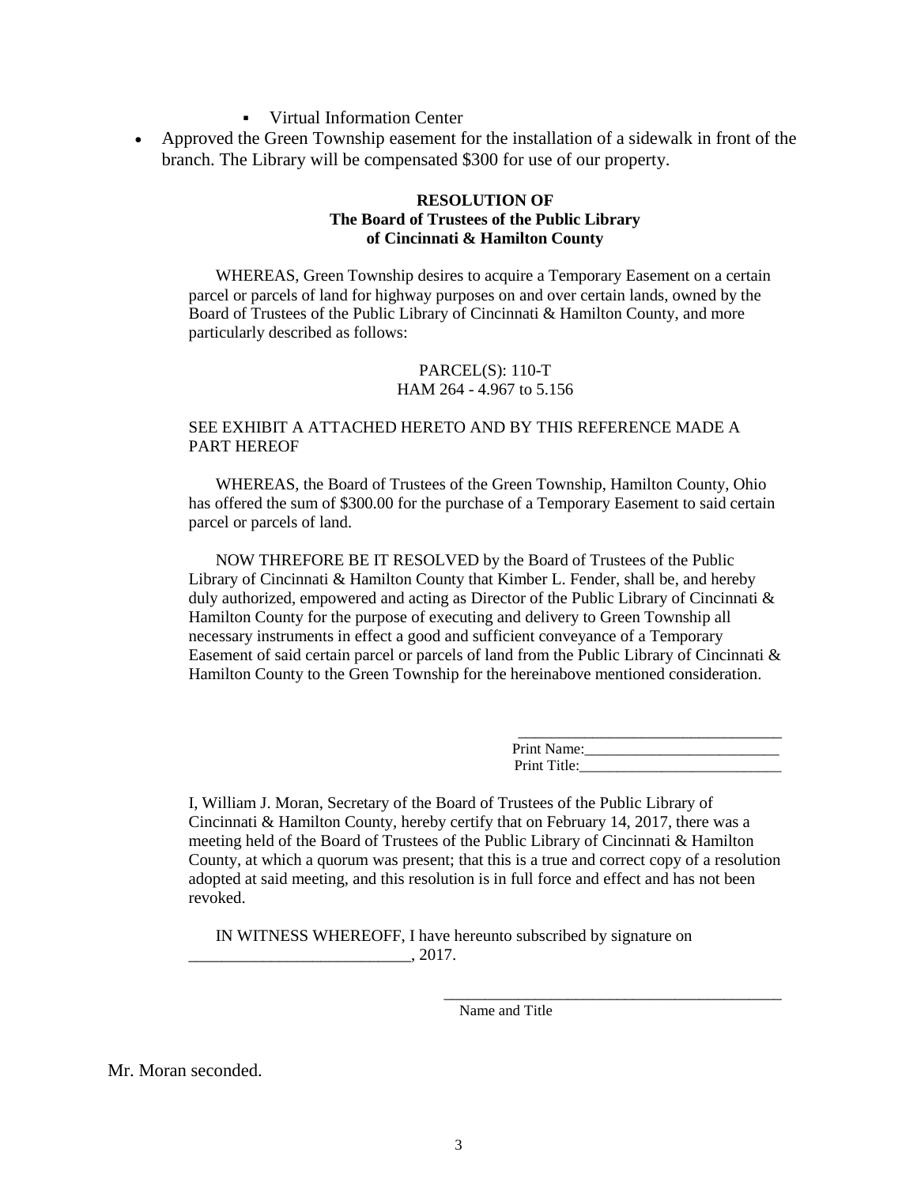- Virtual Information Center
- Approved the Green Township easement for the installation of a sidewalk in front of the branch. The Library will be compensated $300 for use of our property.

**RESOLUTION OF**
**The Board of Trustees of the Public Library**
**of Cincinnati & Hamilton County**

WHEREAS, Green Township desires to acquire a Temporary Easement on a certain parcel or parcels of land for highway purposes on and over certain lands, owned by the Board of Trustees of the Public Library of Cincinnati & Hamilton County, and more particularly described as follows:

PARCEL(S): 110-T
HAM 264 - 4.967 to 5.156

SEE EXHIBIT A ATTACHED HERETO AND BY THIS REFERENCE MADE A PART HEREOF

WHEREAS, the Board of Trustees of the Green Township, Hamilton County, Ohio has offered the sum of $300.00 for the purchase of a Temporary Easement to said certain parcel or parcels of land.

NOW THREFORE BE IT RESOLVED by the Board of Trustees of the Public Library of Cincinnati & Hamilton County that Kimber L. Fender, shall be, and hereby duly authorized, empowered and acting as Director of the Public Library of Cincinnati & Hamilton County for the purpose of executing and delivery to Green Township all necessary instruments in effect a good and sufficient conveyance of a Temporary Easement of said certain parcel or parcels of land from the Public Library of Cincinnati & Hamilton County to the Green Township for the hereinabove mentioned consideration.

___________________________________
Print Name:__________________________
Print Title:___________________________

I, William J. Moran, Secretary of the Board of Trustees of the Public Library of Cincinnati & Hamilton County, hereby certify that on February 14, 2017, there was a meeting held of the Board of Trustees of the Public Library of Cincinnati & Hamilton County, at which a quorum was present; that this is a true and correct copy of a resolution adopted at said meeting, and this resolution is in full force and effect and has not been revoked.

IN WITNESS WHEREOFF, I have hereunto subscribed by signature on ____________________________, 2017.

_____________________________________________
Name and Title

Mr. Moran seconded.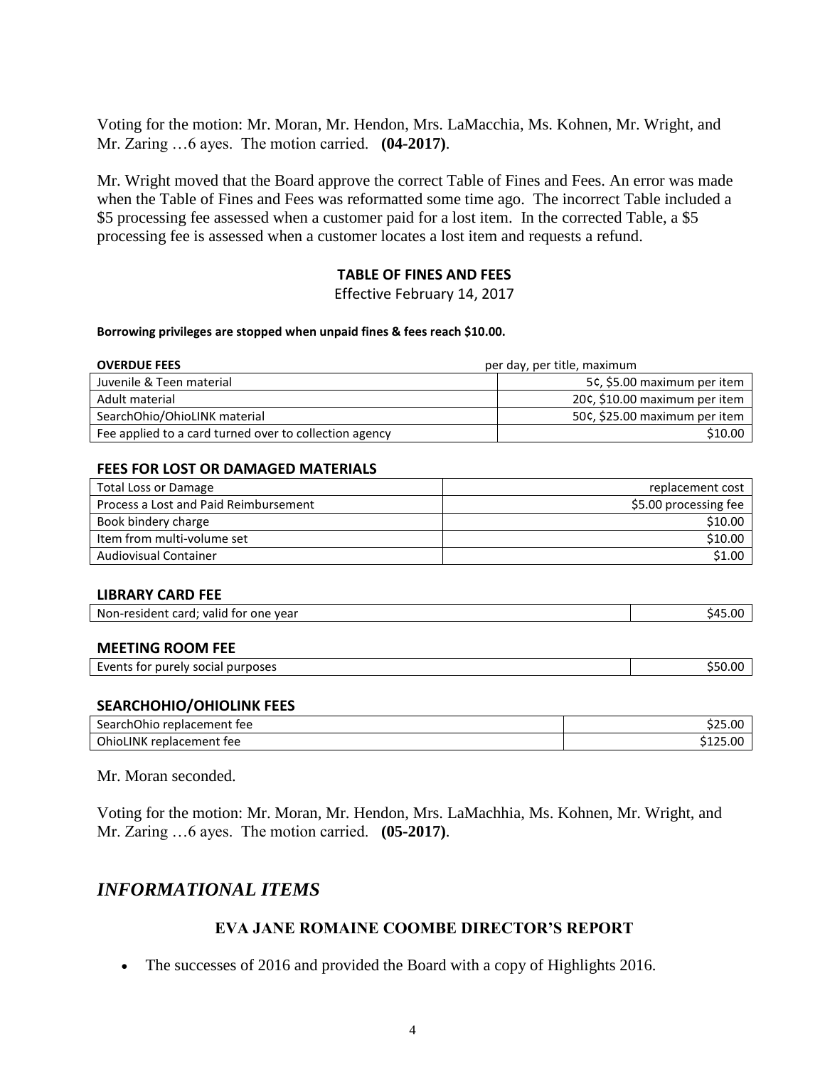Voting for the motion: Mr. Moran, Mr. Hendon, Mrs. LaMacchia, Ms. Kohnen, Mr. Wright, and Mr. Zaring …6 ayes. The motion carried. **(04-2017)**.

Mr. Wright moved that the Board approve the correct Table of Fines and Fees. An error was made when the Table of Fines and Fees was reformatted some time ago. The incorrect Table included a $5 processing fee assessed when a customer paid for a lost item. In the corrected Table, a $5 processing fee is assessed when a customer locates a lost item and requests a refund.

**TABLE OF FINES AND FEES**

Effective February 14, 2017

**Borrowing privileges are stopped when unpaid fines & fees reach $10.00.**

| **OVERDUE FEES** | per day, per title, maximum |
|---|---|
| Juvenile & Teen material | 5¢, $5.00 maximum per item |
| Adult material | 20¢, $10.00 maximum per item |
| SearchOhio/OhioLINK material | 50¢, $25.00 maximum per item |
| Fee applied to a card turned over to collection agency | $10.00 |

**FEES FOR LOST OR DAMAGED MATERIALS**

| | |
|---|---|
| Total Loss or Damage | replacement cost |
| Process a Lost and Paid Reimbursement | $5.00 processing fee |
| Book bindery charge | $10.00 |
| Item from multi-volume set | $10.00 |
| Audiovisual Container | $1.00 |

**LIBRARY CARD FEE**

| | |
|---|---|
| Non-resident card; valid for one year | $45.00 |

**MEETING ROOM FEE**

| | |
|---|---|
| Events for purely social purposes | $50.00 |

**SEARCHOHIO/OHIOLINK FEES**

| | |
|---|---|
| SearchOhio replacement fee | $25.00 |
| OhioLINK replacement fee | $125.00 |

Mr. Moran seconded.

Voting for the motion: Mr. Moran, Mr. Hendon, Mrs. LaMachhia, Ms. Kohnen, Mr. Wright, and Mr. Zaring …6 ayes. The motion carried. **(05-2017)**.

## *INFORMATIONAL ITEMS*

### EVA JANE ROMAINE COOMBE DIRECTOR'S REPORT

- The successes of 2016 and provided the Board with a copy of Highlights 2016.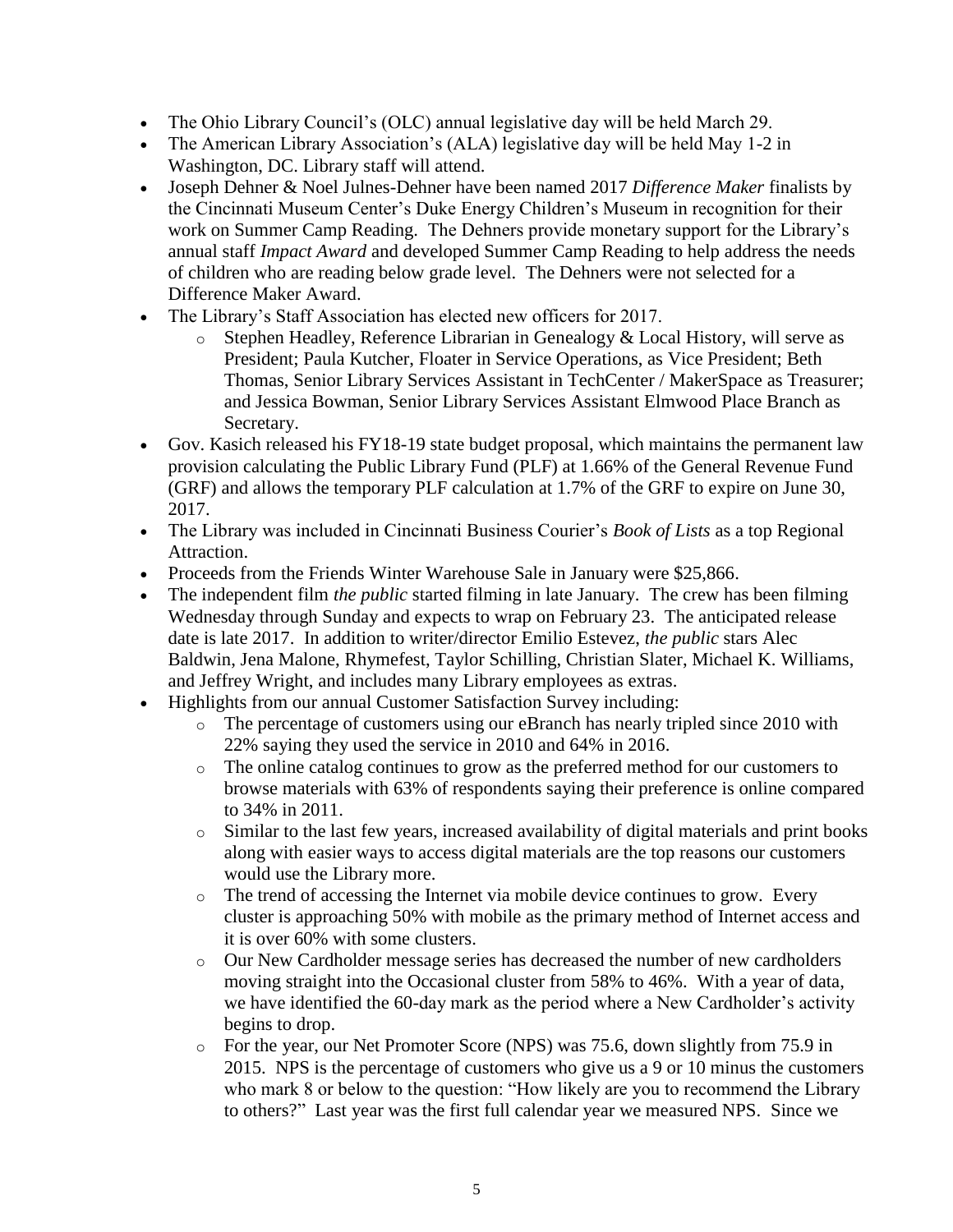- The Ohio Library Council's (OLC) annual legislative day will be held March 29.
- The American Library Association's (ALA) legislative day will be held May 1-2 in Washington, DC. Library staff will attend.
- Joseph Dehner & Noel Julnes-Dehner have been named 2017 *Difference Maker* finalists by the Cincinnati Museum Center's Duke Energy Children's Museum in recognition for their work on Summer Camp Reading. The Dehners provide monetary support for the Library's annual staff *Impact Award* and developed Summer Camp Reading to help address the needs of children who are reading below grade level. The Dehners were not selected for a Difference Maker Award.
- The Library's Staff Association has elected new officers for 2017.
    - Stephen Headley, Reference Librarian in Genealogy & Local History, will serve as President; Paula Kutcher, Floater in Service Operations, as Vice President; Beth Thomas, Senior Library Services Assistant in TechCenter / MakerSpace as Treasurer; and Jessica Bowman, Senior Library Services Assistant Elmwood Place Branch as Secretary.
- Gov. Kasich released his FY18-19 state budget proposal, which maintains the permanent law provision calculating the Public Library Fund (PLF) at 1.66% of the General Revenue Fund (GRF) and allows the temporary PLF calculation at 1.7% of the GRF to expire on June 30, 2017.
- The Library was included in Cincinnati Business Courier's *Book of Lists* as a top Regional Attraction.
- Proceeds from the Friends Winter Warehouse Sale in January were $25,866.
- The independent film *the public* started filming in late January. The crew has been filming Wednesday through Sunday and expects to wrap on February 23. The anticipated release date is late 2017. In addition to writer/director Emilio Estevez, *the public* stars Alec Baldwin, Jena Malone, Rhymefest, Taylor Schilling, Christian Slater, Michael K. Williams, and Jeffrey Wright, and includes many Library employees as extras.
- Highlights from our annual Customer Satisfaction Survey including:
    - The percentage of customers using our eBranch has nearly tripled since 2010 with 22% saying they used the service in 2010 and 64% in 2016.
    - The online catalog continues to grow as the preferred method for our customers to browse materials with 63% of respondents saying their preference is online compared to 34% in 2011.
    - Similar to the last few years, increased availability of digital materials and print books along with easier ways to access digital materials are the top reasons our customers would use the Library more.
    - The trend of accessing the Internet via mobile device continues to grow. Every cluster is approaching 50% with mobile as the primary method of Internet access and it is over 60% with some clusters.
    - Our New Cardholder message series has decreased the number of new cardholders moving straight into the Occasional cluster from 58% to 46%. With a year of data, we have identified the 60-day mark as the period where a New Cardholder's activity begins to drop.
    - For the year, our Net Promoter Score (NPS) was 75.6, down slightly from 75.9 in 2015. NPS is the percentage of customers who give us a 9 or 10 minus the customers who mark 8 or below to the question: "How likely are you to recommend the Library to others?" Last year was the first full calendar year we measured NPS. Since we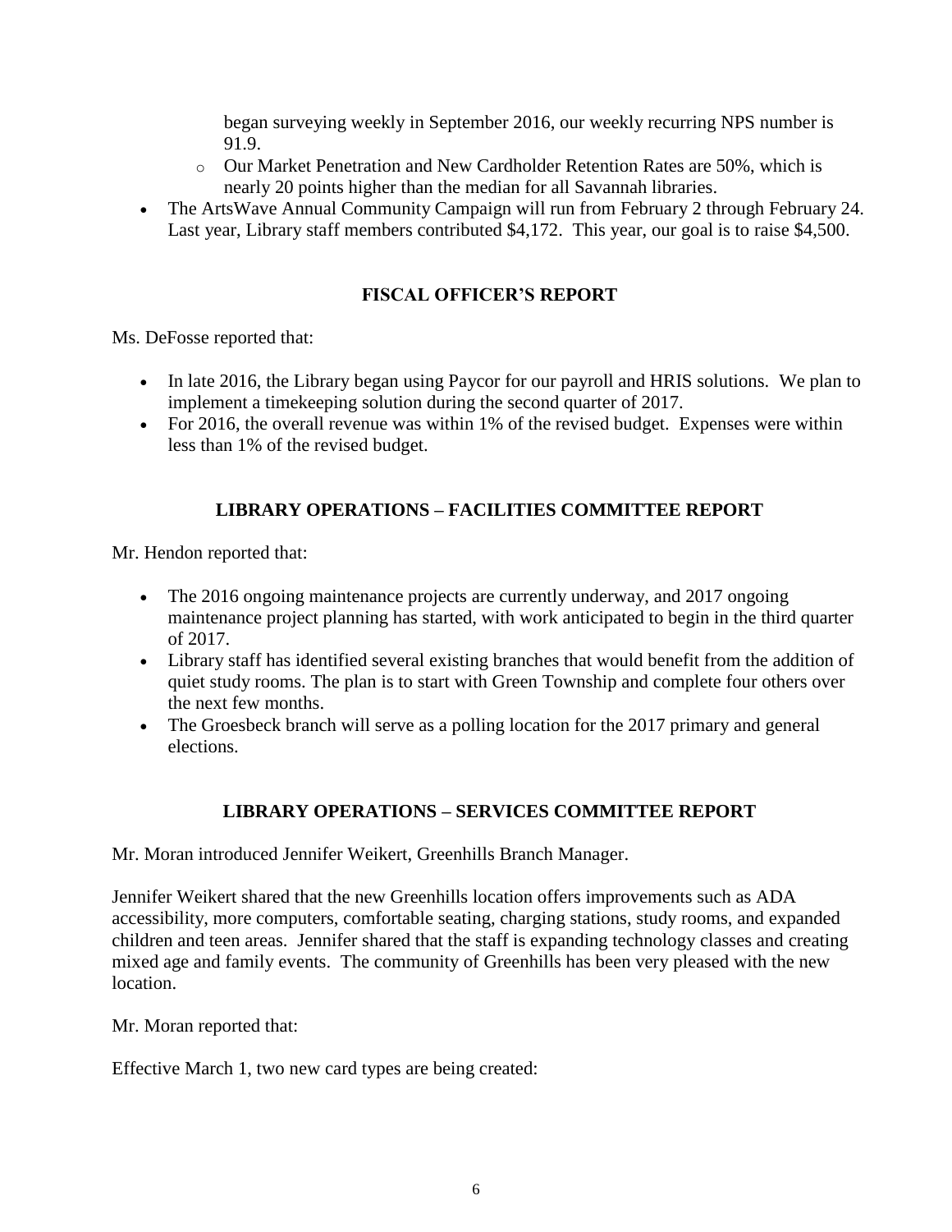began surveying weekly in September 2016, our weekly recurring NPS number is 91.9.
    - Our Market Penetration and New Cardholder Retention Rates are 50%, which is nearly 20 points higher than the median for all Savannah libraries.
- The ArtsWave Annual Community Campaign will run from February 2 through February 24. Last year, Library staff members contributed $4,172. This year, our goal is to raise $4,500.

## FISCAL OFFICER'S REPORT

Ms. DeFosse reported that:

- In late 2016, the Library began using Paycor for our payroll and HRIS solutions. We plan to implement a timekeeping solution during the second quarter of 2017.
- For 2016, the overall revenue was within 1% of the revised budget. Expenses were within less than 1% of the revised budget.

## LIBRARY OPERATIONS – FACILITIES COMMITTEE REPORT

Mr. Hendon reported that:

- The 2016 ongoing maintenance projects are currently underway, and 2017 ongoing maintenance project planning has started, with work anticipated to begin in the third quarter of 2017.
- Library staff has identified several existing branches that would benefit from the addition of quiet study rooms. The plan is to start with Green Township and complete four others over the next few months.
- The Groesbeck branch will serve as a polling location for the 2017 primary and general elections.

## LIBRARY OPERATIONS – SERVICES COMMITTEE REPORT

Mr. Moran introduced Jennifer Weikert, Greenhills Branch Manager.

Jennifer Weikert shared that the new Greenhills location offers improvements such as ADA accessibility, more computers, comfortable seating, charging stations, study rooms, and expanded children and teen areas. Jennifer shared that the staff is expanding technology classes and creating mixed age and family events. The community of Greenhills has been very pleased with the new location.

Mr. Moran reported that:

Effective March 1, two new card types are being created: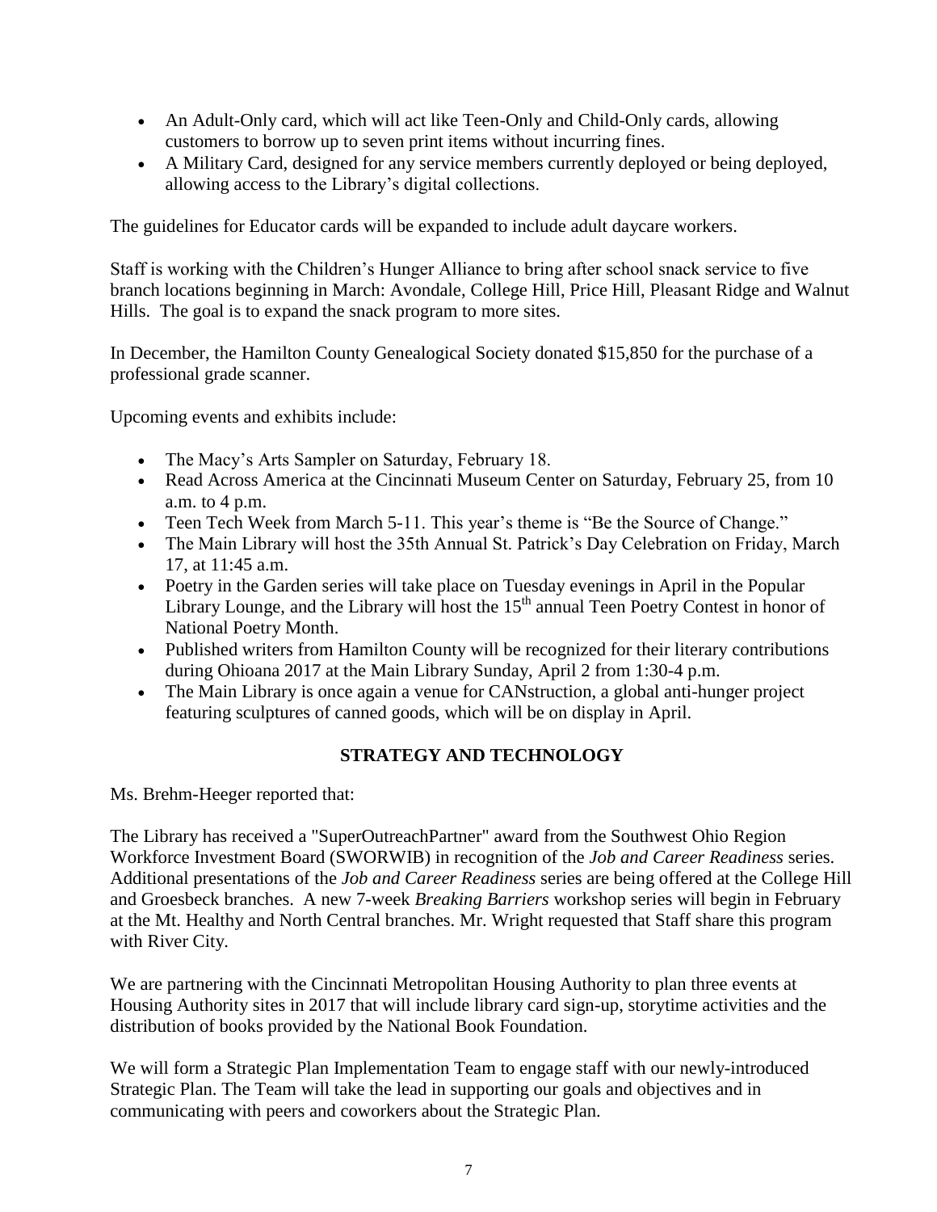- An Adult-Only card, which will act like Teen-Only and Child-Only cards, allowing customers to borrow up to seven print items without incurring fines.
- A Military Card, designed for any service members currently deployed or being deployed, allowing access to the Library's digital collections.

The guidelines for Educator cards will be expanded to include adult daycare workers.

Staff is working with the Children's Hunger Alliance to bring after school snack service to five branch locations beginning in March: Avondale, College Hill, Price Hill, Pleasant Ridge and Walnut Hills. The goal is to expand the snack program to more sites.

In December, the Hamilton County Genealogical Society donated $15,850 for the purchase of a professional grade scanner.

Upcoming events and exhibits include:

- The Macy's Arts Sampler on Saturday, February 18.
- Read Across America at the Cincinnati Museum Center on Saturday, February 25, from 10 a.m. to 4 p.m.
- Teen Tech Week from March 5-11. This year's theme is "Be the Source of Change."
- The Main Library will host the 35th Annual St. Patrick's Day Celebration on Friday, March 17, at 11:45 a.m.
- Poetry in the Garden series will take place on Tuesday evenings in April in the Popular Library Lounge, and the Library will host the 15th annual Teen Poetry Contest in honor of National Poetry Month.
- Published writers from Hamilton County will be recognized for their literary contributions during Ohioana 2017 at the Main Library Sunday, April 2 from 1:30-4 p.m.
- The Main Library is once again a venue for CANstruction, a global anti-hunger project featuring sculptures of canned goods, which will be on display in April.

## STRATEGY AND TECHNOLOGY

Ms. Brehm-Heeger reported that:

The Library has received a "SuperOutreachPartner" award from the Southwest Ohio Region Workforce Investment Board (SWORWIB) in recognition of the *Job and Career Readiness* series. Additional presentations of the *Job and Career Readiness* series are being offered at the College Hill and Groesbeck branches. A new 7-week *Breaking Barriers* workshop series will begin in February at the Mt. Healthy and North Central branches. Mr. Wright requested that Staff share this program with River City.

We are partnering with the Cincinnati Metropolitan Housing Authority to plan three events at Housing Authority sites in 2017 that will include library card sign-up, storytime activities and the distribution of books provided by the National Book Foundation.

We will form a Strategic Plan Implementation Team to engage staff with our newly-introduced Strategic Plan. The Team will take the lead in supporting our goals and objectives and in communicating with peers and coworkers about the Strategic Plan.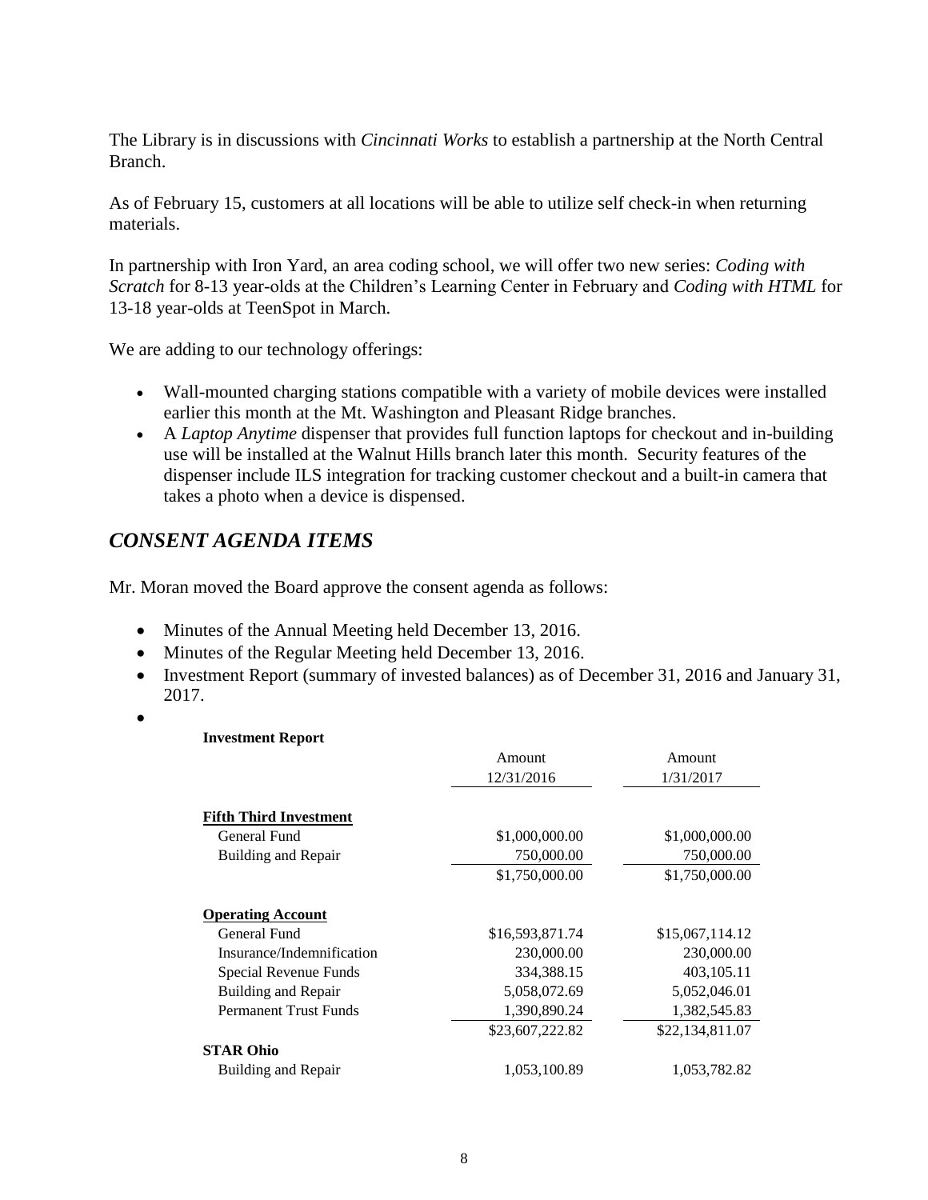The Library is in discussions with *Cincinnati Works* to establish a partnership at the North Central Branch.

As of February 15, customers at all locations will be able to utilize self check-in when returning materials.

In partnership with Iron Yard, an area coding school, we will offer two new series: *Coding with Scratch* for 8-13 year-olds at the Children's Learning Center in February and *Coding with HTML* for 13-18 year-olds at TeenSpot in March.

We are adding to our technology offerings:

- Wall-mounted charging stations compatible with a variety of mobile devices were installed earlier this month at the Mt. Washington and Pleasant Ridge branches.
- A *Laptop Anytime* dispenser that provides full function laptops for checkout and in-building use will be installed at the Walnut Hills branch later this month. Security features of the dispenser include ILS integration for tracking customer checkout and a built-in camera that takes a photo when a device is dispensed.

## *CONSENT AGENDA ITEMS*

Mr. Moran moved the Board approve the consent agenda as follows:

- Minutes of the Annual Meeting held December 13, 2016.
- Minutes of the Regular Meeting held December 13, 2016.
- Investment Report (summary of invested balances) as of December 31, 2016 and January 31, 2017.

**Investment Report**

| | Amount 12/31/2016 | Amount 1/31/2017 |
|---|---|---|
| **Fifth Third Investment** | | |
| General Fund | $1,000,000.00 | $1,000,000.00 |
| Building and Repair | 750,000.00 | 750,000.00 |
| | $1,750,000.00 | $1,750,000.00 |
| **Operating Account** | | |
| General Fund | $16,593,871.74 | $15,067,114.12 |
| Insurance/Indemnification | 230,000.00 | 230,000.00 |
| Special Revenue Funds | 334,388.15 | 403,105.11 |
| Building and Repair | 5,058,072.69 | 5,052,046.01 |
| Permanent Trust Funds | 1,390,890.24 | 1,382,545.83 |
| | $23,607,222.82 | $22,134,811.07 |
| **STAR Ohio** | | |
| Building and Repair | 1,053,100.89 | 1,053,782.82 |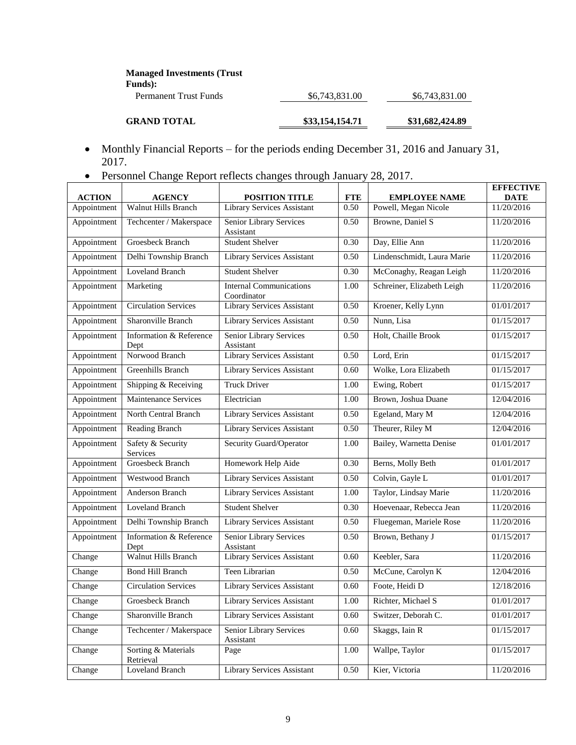| | | |
|---|---|---|
| **Managed Investments (Trust Funds):** | | |
| Permanent Trust Funds | $6,743,831.00 | $6,743,831.00 |
| **GRAND TOTAL** | **$33,154,154.71** | **$31,682,424.89** |

- Monthly Financial Reports – for the periods ending December 31, 2016 and January 31, 2017.
- Personnel Change Report reflects changes through January 28, 2017.

| ACTION | AGENCY | POSITION TITLE | FTE | EMPLOYEE NAME | EFFECTIVE DATE |
|---|---|---|---|---|---|
| Appointment | Walnut Hills Branch | Library Services Assistant | 0.50 | Powell, Megan Nicole | 11/20/2016 |
| Appointment | Techcenter / Makerspace | Senior Library Services Assistant | 0.50 | Browne, Daniel S | 11/20/2016 |
| Appointment | Groesbeck Branch | Student Shelver | 0.30 | Day, Ellie Ann | 11/20/2016 |
| Appointment | Delhi Township Branch | Library Services Assistant | 0.50 | Lindenschmidt, Laura Marie | 11/20/2016 |
| Appointment | Loveland Branch | Student Shelver | 0.30 | McConaghy, Reagan Leigh | 11/20/2016 |
| Appointment | Marketing | Internal Communications Coordinator | 1.00 | Schreiner, Elizabeth Leigh | 11/20/2016 |
| Appointment | Circulation Services | Library Services Assistant | 0.50 | Kroener, Kelly Lynn | 01/01/2017 |
| Appointment | Sharonville Branch | Library Services Assistant | 0.50 | Nunn, Lisa | 01/15/2017 |
| Appointment | Information & Reference Dept | Senior Library Services Assistant | 0.50 | Holt, Chaille Brook | 01/15/2017 |
| Appointment | Norwood Branch | Library Services Assistant | 0.50 | Lord, Erin | 01/15/2017 |
| Appointment | Greenhills Branch | Library Services Assistant | 0.60 | Wolke, Lora Elizabeth | 01/15/2017 |
| Appointment | Shipping & Receiving | Truck Driver | 1.00 | Ewing, Robert | 01/15/2017 |
| Appointment | Maintenance Services | Electrician | 1.00 | Brown, Joshua Duane | 12/04/2016 |
| Appointment | North Central Branch | Library Services Assistant | 0.50 | Egeland, Mary M | 12/04/2016 |
| Appointment | Reading Branch | Library Services Assistant | 0.50 | Theurer, Riley M | 12/04/2016 |
| Appointment | Safety & Security Services | Security Guard/Operator | 1.00 | Bailey, Warnetta Denise | 01/01/2017 |
| Appointment | Groesbeck Branch | Homework Help Aide | 0.30 | Berns, Molly Beth | 01/01/2017 |
| Appointment | Westwood Branch | Library Services Assistant | 0.50 | Colvin, Gayle L | 01/01/2017 |
| Appointment | Anderson Branch | Library Services Assistant | 1.00 | Taylor, Lindsay Marie | 11/20/2016 |
| Appointment | Loveland Branch | Student Shelver | 0.30 | Hoevenaar, Rebecca Jean | 11/20/2016 |
| Appointment | Delhi Township Branch | Library Services Assistant | 0.50 | Fluegeman, Mariele Rose | 11/20/2016 |
| Appointment | Information & Reference Dept | Senior Library Services Assistant | 0.50 | Brown, Bethany J | 01/15/2017 |
| Change | Walnut Hills Branch | Library Services Assistant | 0.60 | Keebler, Sara | 11/20/2016 |
| Change | Bond Hill Branch | Teen Librarian | 0.50 | McCune, Carolyn K | 12/04/2016 |
| Change | Circulation Services | Library Services Assistant | 0.60 | Foote, Heidi D | 12/18/2016 |
| Change | Groesbeck Branch | Library Services Assistant | 1.00 | Richter, Michael S | 01/01/2017 |
| Change | Sharonville Branch | Library Services Assistant | 0.60 | Switzer, Deborah C. | 01/01/2017 |
| Change | Techcenter / Makerspace | Senior Library Services Assistant | 0.60 | Skaggs, Iain R | 01/15/2017 |
| Change | Sorting & Materials Retrieval | Page | 1.00 | Wallpe, Taylor | 01/15/2017 |
| Change | Loveland Branch | Library Services Assistant | 0.50 | Kier, Victoria | 11/20/2016 |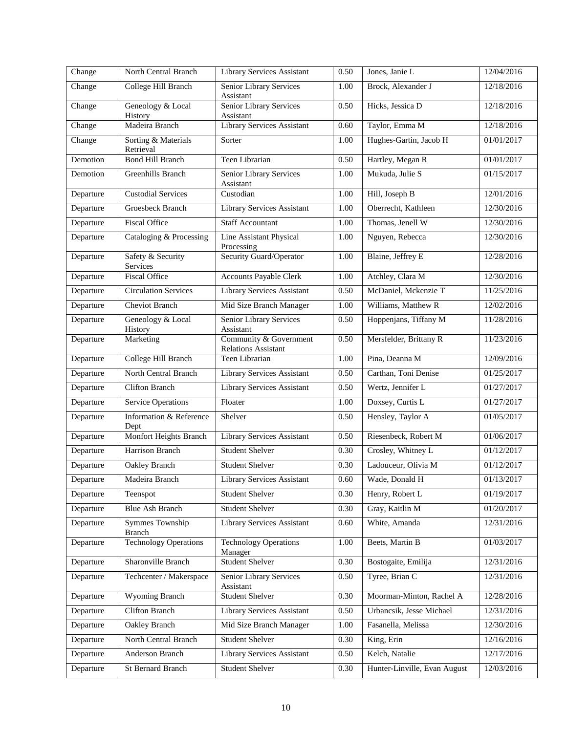| Change | North Central Branch | Library Services Assistant | 0.50 | Jones, Janie L | 12/04/2016 |
|---|---|---|---|---|---|
| Change | College Hill Branch | Senior Library Services Assistant | 1.00 | Brock, Alexander J | 12/18/2016 |
| Change | Geneology & Local History | Senior Library Services Assistant | 0.50 | Hicks, Jessica D | 12/18/2016 |
| Change | Madeira Branch | Library Services Assistant | 0.60 | Taylor, Emma M | 12/18/2016 |
| Change | Sorting & Materials Retrieval | Sorter | 1.00 | Hughes-Gartin, Jacob H | 01/01/2017 |
| Demotion | Bond Hill Branch | Teen Librarian | 0.50 | Hartley, Megan R | 01/01/2017 |
| Demotion | Greenhills Branch | Senior Library Services Assistant | 1.00 | Mukuda, Julie S | 01/15/2017 |
| Departure | Custodial Services | Custodian | 1.00 | Hill, Joseph B | 12/01/2016 |
| Departure | Groesbeck Branch | Library Services Assistant | 1.00 | Oberrecht, Kathleen | 12/30/2016 |
| Departure | Fiscal Office | Staff Accountant | 1.00 | Thomas, Jenell W | 12/30/2016 |
| Departure | Cataloging & Processing | Line Assistant Physical Processing | 1.00 | Nguyen, Rebecca | 12/30/2016 |
| Departure | Safety & Security Services | Security Guard/Operator | 1.00 | Blaine, Jeffrey E | 12/28/2016 |
| Departure | Fiscal Office | Accounts Payable Clerk | 1.00 | Atchley, Clara M | 12/30/2016 |
| Departure | Circulation Services | Library Services Assistant | 0.50 | McDaniel, Mckenzie T | 11/25/2016 |
| Departure | Cheviot Branch | Mid Size Branch Manager | 1.00 | Williams, Matthew R | 12/02/2016 |
| Departure | Geneology & Local History | Senior Library Services Assistant | 0.50 | Hoppenjans, Tiffany M | 11/28/2016 |
| Departure | Marketing | Community & Government Relations Assistant | 0.50 | Mersfelder, Brittany R | 11/23/2016 |
| Departure | College Hill Branch | Teen Librarian | 1.00 | Pina, Deanna M | 12/09/2016 |
| Departure | North Central Branch | Library Services Assistant | 0.50 | Carthan, Toni Denise | 01/25/2017 |
| Departure | Clifton Branch | Library Services Assistant | 0.50 | Wertz, Jennifer L | 01/27/2017 |
| Departure | Service Operations | Floater | 1.00 | Doxsey, Curtis L | 01/27/2017 |
| Departure | Information & Reference Dept | Shelver | 0.50 | Hensley, Taylor A | 01/05/2017 |
| Departure | Monfort Heights Branch | Library Services Assistant | 0.50 | Riesenbeck, Robert M | 01/06/2017 |
| Departure | Harrison Branch | Student Shelver | 0.30 | Crosley, Whitney L | 01/12/2017 |
| Departure | Oakley Branch | Student Shelver | 0.30 | Ladouceur, Olivia M | 01/12/2017 |
| Departure | Madeira Branch | Library Services Assistant | 0.60 | Wade, Donald H | 01/13/2017 |
| Departure | Teenspot | Student Shelver | 0.30 | Henry, Robert L | 01/19/2017 |
| Departure | Blue Ash Branch | Student Shelver | 0.30 | Gray, Kaitlin M | 01/20/2017 |
| Departure | Symmes Township Branch | Library Services Assistant | 0.60 | White, Amanda | 12/31/2016 |
| Departure | Technology Operations | Technology Operations Manager | 1.00 | Beets, Martin B | 01/03/2017 |
| Departure | Sharonville Branch | Student Shelver | 0.30 | Bostogaite, Emilija | 12/31/2016 |
| Departure | Techcenter / Makerspace | Senior Library Services Assistant | 0.50 | Tyree, Brian C | 12/31/2016 |
| Departure | Wyoming Branch | Student Shelver | 0.30 | Moorman-Minton, Rachel A | 12/28/2016 |
| Departure | Clifton Branch | Library Services Assistant | 0.50 | Urbancsik, Jesse Michael | 12/31/2016 |
| Departure | Oakley Branch | Mid Size Branch Manager | 1.00 | Fasanella, Melissa | 12/30/2016 |
| Departure | North Central Branch | Student Shelver | 0.30 | King, Erin | 12/16/2016 |
| Departure | Anderson Branch | Library Services Assistant | 0.50 | Kelch, Natalie | 12/17/2016 |
| Departure | St Bernard Branch | Student Shelver | 0.30 | Hunter-Linville, Evan August | 12/03/2016 |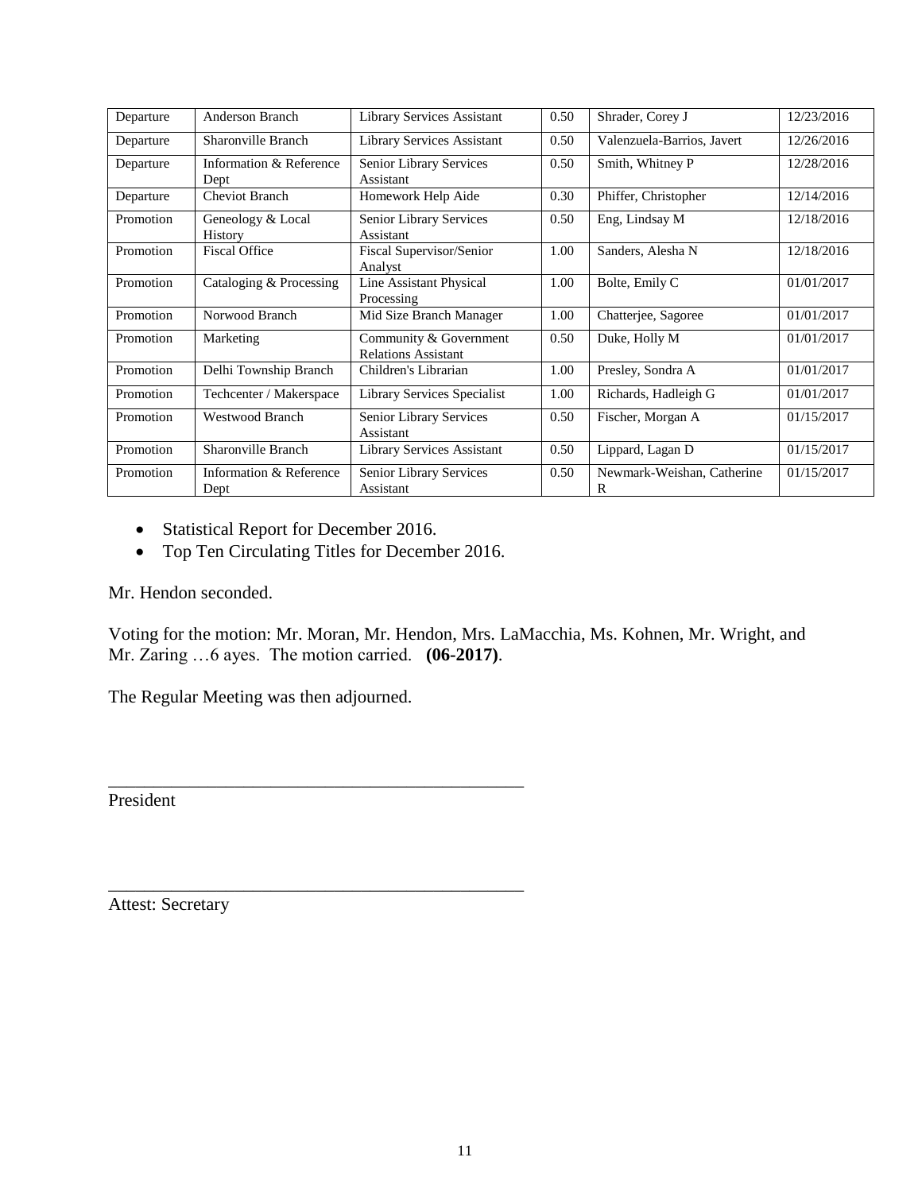| | | | | | |
|---|---|---|---|---|---|
| Departure | Anderson Branch | Library Services Assistant | 0.50 | Shrader, Corey J | 12/23/2016 |
| Departure | Sharonville Branch | Library Services Assistant | 0.50 | Valenzuela-Barrios, Javert | 12/26/2016 |
| Departure | Information & Reference Dept | Senior Library Services Assistant | 0.50 | Smith, Whitney P | 12/28/2016 |
| Departure | Cheviot Branch | Homework Help Aide | 0.30 | Phiffer, Christopher | 12/14/2016 |
| Promotion | Geneology & Local History | Senior Library Services Assistant | 0.50 | Eng, Lindsay M | 12/18/2016 |
| Promotion | Fiscal Office | Fiscal Supervisor/Senior Analyst | 1.00 | Sanders, Alesha N | 12/18/2016 |
| Promotion | Cataloging & Processing | Line Assistant Physical Processing | 1.00 | Bolte, Emily C | 01/01/2017 |
| Promotion | Norwood Branch | Mid Size Branch Manager | 1.00 | Chatterjee, Sagoree | 01/01/2017 |
| Promotion | Marketing | Community & Government Relations Assistant | 0.50 | Duke, Holly M | 01/01/2017 |
| Promotion | Delhi Township Branch | Children's Librarian | 1.00 | Presley, Sondra A | 01/01/2017 |
| Promotion | Techcenter / Makerspace | Library Services Specialist | 1.00 | Richards, Hadleigh G | 01/01/2017 |
| Promotion | Westwood Branch | Senior Library Services Assistant | 0.50 | Fischer, Morgan A | 01/15/2017 |
| Promotion | Sharonville Branch | Library Services Assistant | 0.50 | Lippard, Lagan D | 01/15/2017 |
| Promotion | Information & Reference Dept | Senior Library Services Assistant | 0.50 | Newmark-Weishan, Catherine R | 01/15/2017 |

- Statistical Report for December 2016.
- Top Ten Circulating Titles for December 2016.

Mr. Hendon seconded.

Voting for the motion: Mr. Moran, Mr. Hendon, Mrs. LaMacchia, Ms. Kohnen, Mr. Wright, and Mr. Zaring …6 ayes. The motion carried. **(06-2017)**.

The Regular Meeting was then adjourned.

_______________________________________________
President

_______________________________________________
Attest: Secretary